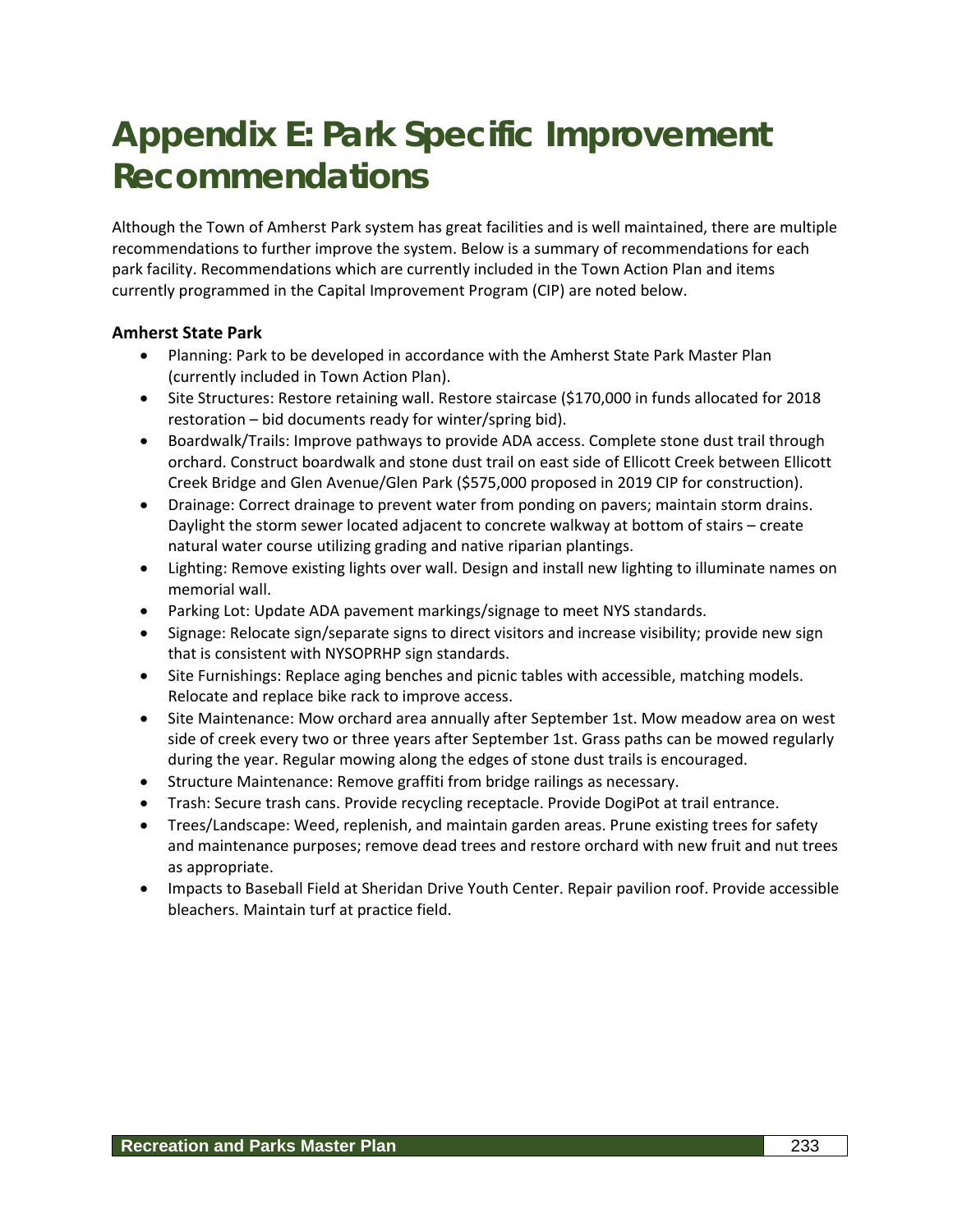# Appendix E: Park Specific Improvement Recommendations

Although the Town of Amherst Park system has great facilities and is well maintained, there are multiple recommendations to further improve the system. Below is a summary of recommendations for each park facility. Recommendations which are currently included in the Town Action Plan and items currently programmed in the Capital Improvement Program (CIP) are noted below.

**Amherst State Park**

- Planning: Park to be developed in accordance with the Amherst State Park Master Plan (currently included in Town Action Plan).
- Site Structures: Restore retaining wall. Restore staircase ($170,000 in funds allocated for 2018 restoration – bid documents ready for winter/spring bid).
- Boardwalk/Trails: Improve pathways to provide ADA access. Complete stone dust trail through orchard. Construct boardwalk and stone dust trail on east side of Ellicott Creek between Ellicott Creek Bridge and Glen Avenue/Glen Park ($575,000 proposed in 2019 CIP for construction).
- Drainage: Correct drainage to prevent water from ponding on pavers; maintain storm drains. Daylight the storm sewer located adjacent to concrete walkway at bottom of stairs – create natural water course utilizing grading and native riparian plantings.
- Lighting: Remove existing lights over wall. Design and install new lighting to illuminate names on memorial wall.
- Parking Lot: Update ADA pavement markings/signage to meet NYS standards.
- Signage: Relocate sign/separate signs to direct visitors and increase visibility; provide new sign that is consistent with NYSOPRHP sign standards.
- Site Furnishings: Replace aging benches and picnic tables with accessible, matching models. Relocate and replace bike rack to improve access.
- Site Maintenance: Mow orchard area annually after September 1st. Mow meadow area on west side of creek every two or three years after September 1st. Grass paths can be mowed regularly during the year. Regular mowing along the edges of stone dust trails is encouraged.
- Structure Maintenance: Remove graffiti from bridge railings as necessary.
- Trash: Secure trash cans. Provide recycling receptacle. Provide DogiPot at trail entrance.
- Trees/Landscape: Weed, replenish, and maintain garden areas. Prune existing trees for safety and maintenance purposes; remove dead trees and restore orchard with new fruit and nut trees as appropriate.
- Impacts to Baseball Field at Sheridan Drive Youth Center. Repair pavilion roof. Provide accessible bleachers. Maintain turf at practice field.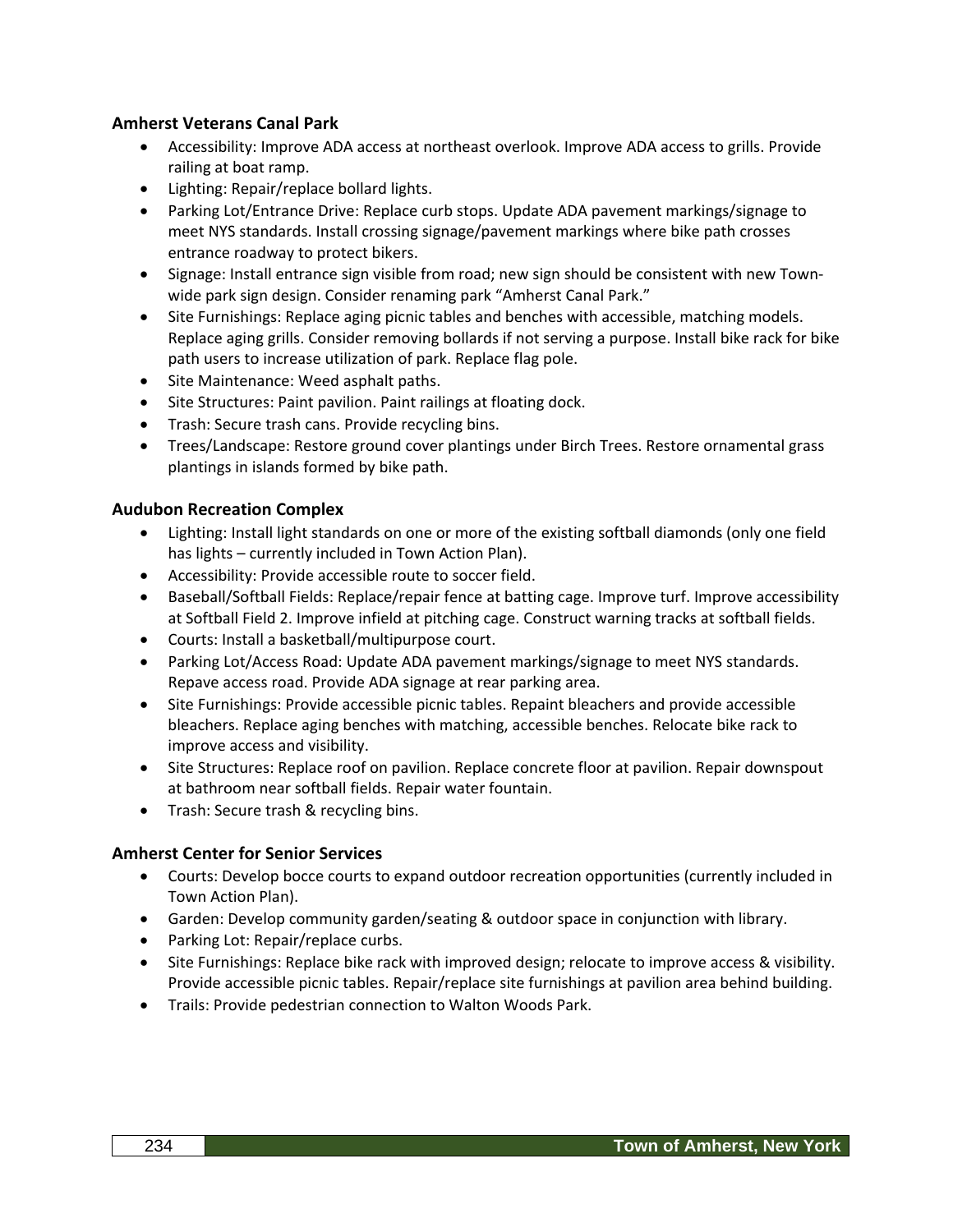### Amherst Veterans Canal Park

- Accessibility: Improve ADA access at northeast overlook. Improve ADA access to grills. Provide railing at boat ramp.
- Lighting: Repair/replace bollard lights.
- Parking Lot/Entrance Drive: Replace curb stops. Update ADA pavement markings/signage to meet NYS standards. Install crossing signage/pavement markings where bike path crosses entrance roadway to protect bikers.
- Signage: Install entrance sign visible from road; new sign should be consistent with new Town-wide park sign design. Consider renaming park "Amherst Canal Park."
- Site Furnishings: Replace aging picnic tables and benches with accessible, matching models. Replace aging grills. Consider removing bollards if not serving a purpose. Install bike rack for bike path users to increase utilization of park. Replace flag pole.
- Site Maintenance: Weed asphalt paths.
- Site Structures: Paint pavilion. Paint railings at floating dock.
- Trash: Secure trash cans. Provide recycling bins.
- Trees/Landscape: Restore ground cover plantings under Birch Trees. Restore ornamental grass plantings in islands formed by bike path.

### Audubon Recreation Complex

- Lighting: Install light standards on one or more of the existing softball diamonds (only one field has lights – currently included in Town Action Plan).
- Accessibility: Provide accessible route to soccer field.
- Baseball/Softball Fields: Replace/repair fence at batting cage. Improve turf. Improve accessibility at Softball Field 2. Improve infield at pitching cage. Construct warning tracks at softball fields.
- Courts: Install a basketball/multipurpose court.
- Parking Lot/Access Road: Update ADA pavement markings/signage to meet NYS standards. Repave access road. Provide ADA signage at rear parking area.
- Site Furnishings: Provide accessible picnic tables. Repaint bleachers and provide accessible bleachers. Replace aging benches with matching, accessible benches. Relocate bike rack to improve access and visibility.
- Site Structures: Replace roof on pavilion. Replace concrete floor at pavilion. Repair downspout at bathroom near softball fields. Repair water fountain.
- Trash: Secure trash & recycling bins.

### Amherst Center for Senior Services

- Courts: Develop bocce courts to expand outdoor recreation opportunities (currently included in Town Action Plan).
- Garden: Develop community garden/seating & outdoor space in conjunction with library.
- Parking Lot: Repair/replace curbs.
- Site Furnishings: Replace bike rack with improved design; relocate to improve access & visibility. Provide accessible picnic tables. Repair/replace site furnishings at pavilion area behind building.
- Trails: Provide pedestrian connection to Walton Woods Park.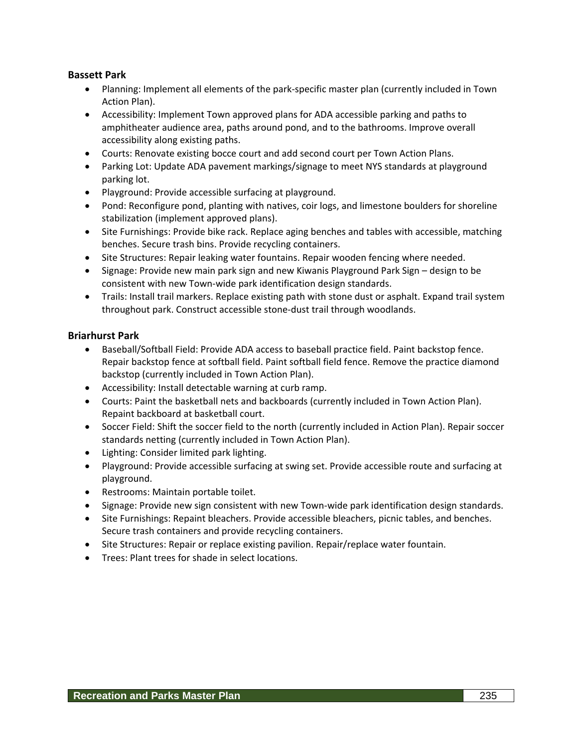**Bassett Park**

- Planning: Implement all elements of the park-specific master plan (currently included in Town Action Plan).
- Accessibility: Implement Town approved plans for ADA accessible parking and paths to amphitheater audience area, paths around pond, and to the bathrooms. Improve overall accessibility along existing paths.
- Courts: Renovate existing bocce court and add second court per Town Action Plans.
- Parking Lot: Update ADA pavement markings/signage to meet NYS standards at playground parking lot.
- Playground: Provide accessible surfacing at playground.
- Pond: Reconfigure pond, planting with natives, coir logs, and limestone boulders for shoreline stabilization (implement approved plans).
- Site Furnishings: Provide bike rack. Replace aging benches and tables with accessible, matching benches. Secure trash bins. Provide recycling containers.
- Site Structures: Repair leaking water fountains. Repair wooden fencing where needed.
- Signage: Provide new main park sign and new Kiwanis Playground Park Sign – design to be consistent with new Town-wide park identification design standards.
- Trails: Install trail markers. Replace existing path with stone dust or asphalt. Expand trail system throughout park. Construct accessible stone-dust trail through woodlands.

**Briarhurst Park**

- Baseball/Softball Field: Provide ADA access to baseball practice field. Paint backstop fence. Repair backstop fence at softball field. Paint softball field fence. Remove the practice diamond backstop (currently included in Town Action Plan).
- Accessibility: Install detectable warning at curb ramp.
- Courts: Paint the basketball nets and backboards (currently included in Town Action Plan). Repaint backboard at basketball court.
- Soccer Field: Shift the soccer field to the north (currently included in Action Plan). Repair soccer standards netting (currently included in Town Action Plan).
- Lighting: Consider limited park lighting.
- Playground: Provide accessible surfacing at swing set. Provide accessible route and surfacing at playground.
- Restrooms: Maintain portable toilet.
- Signage: Provide new sign consistent with new Town-wide park identification design standards.
- Site Furnishings: Repaint bleachers. Provide accessible bleachers, picnic tables, and benches. Secure trash containers and provide recycling containers.
- Site Structures: Repair or replace existing pavilion. Repair/replace water fountain.
- Trees: Plant trees for shade in select locations.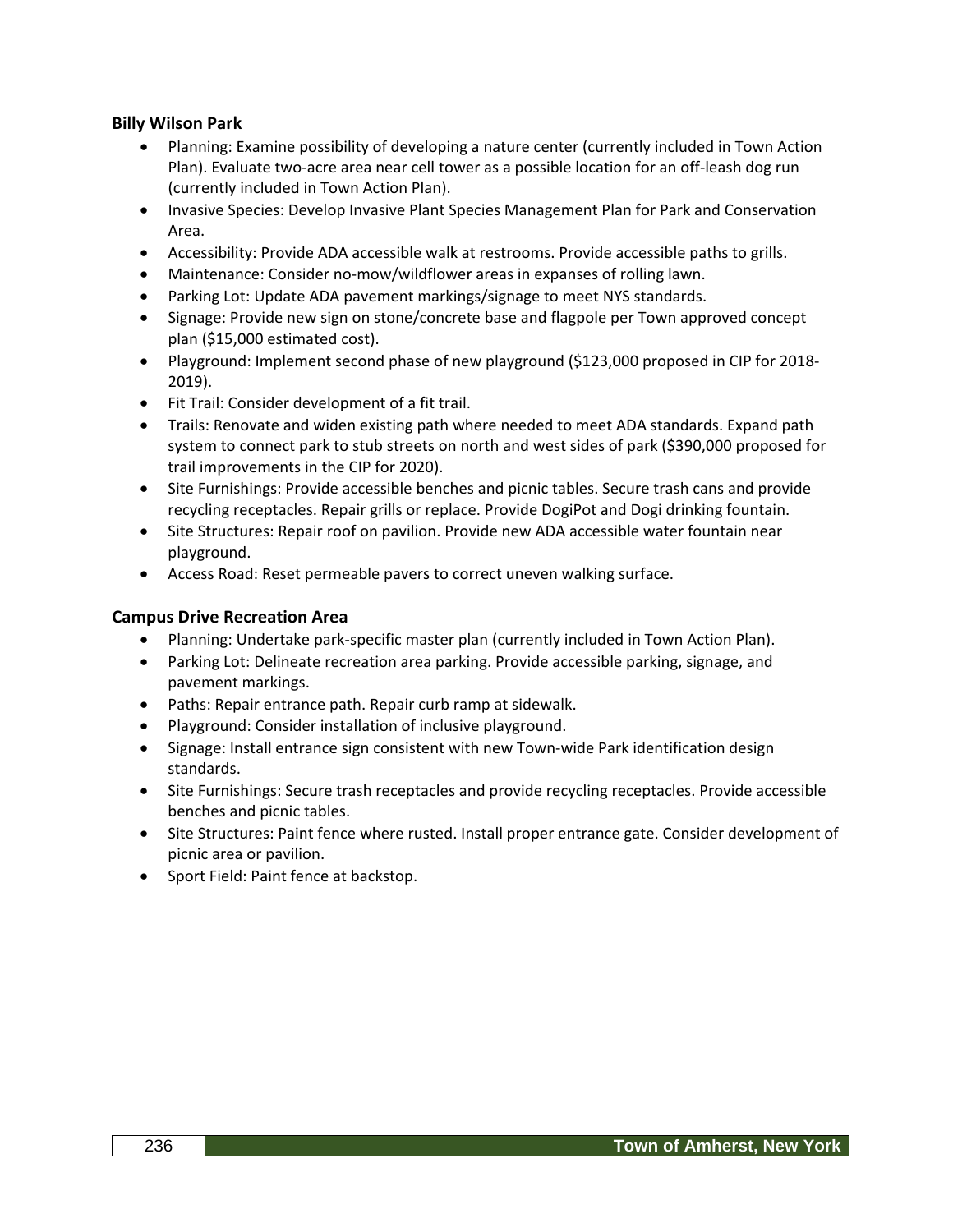### Billy Wilson Park

- Planning: Examine possibility of developing a nature center (currently included in Town Action Plan). Evaluate two-acre area near cell tower as a possible location for an off-leash dog run (currently included in Town Action Plan).
- Invasive Species: Develop Invasive Plant Species Management Plan for Park and Conservation Area.
- Accessibility: Provide ADA accessible walk at restrooms. Provide accessible paths to grills.
- Maintenance: Consider no-mow/wildflower areas in expanses of rolling lawn.
- Parking Lot: Update ADA pavement markings/signage to meet NYS standards.
- Signage: Provide new sign on stone/concrete base and flagpole per Town approved concept plan ($15,000 estimated cost).
- Playground: Implement second phase of new playground ($123,000 proposed in CIP for 2018-2019).
- Fit Trail: Consider development of a fit trail.
- Trails: Renovate and widen existing path where needed to meet ADA standards. Expand path system to connect park to stub streets on north and west sides of park ($390,000 proposed for trail improvements in the CIP for 2020).
- Site Furnishings: Provide accessible benches and picnic tables. Secure trash cans and provide recycling receptacles. Repair grills or replace. Provide DogiPot and Dogi drinking fountain.
- Site Structures: Repair roof on pavilion. Provide new ADA accessible water fountain near playground.
- Access Road: Reset permeable pavers to correct uneven walking surface.

### Campus Drive Recreation Area

- Planning: Undertake park-specific master plan (currently included in Town Action Plan).
- Parking Lot: Delineate recreation area parking. Provide accessible parking, signage, and pavement markings.
- Paths: Repair entrance path. Repair curb ramp at sidewalk.
- Playground: Consider installation of inclusive playground.
- Signage: Install entrance sign consistent with new Town-wide Park identification design standards.
- Site Furnishings: Secure trash receptacles and provide recycling receptacles. Provide accessible benches and picnic tables.
- Site Structures: Paint fence where rusted. Install proper entrance gate. Consider development of picnic area or pavilion.
- Sport Field: Paint fence at backstop.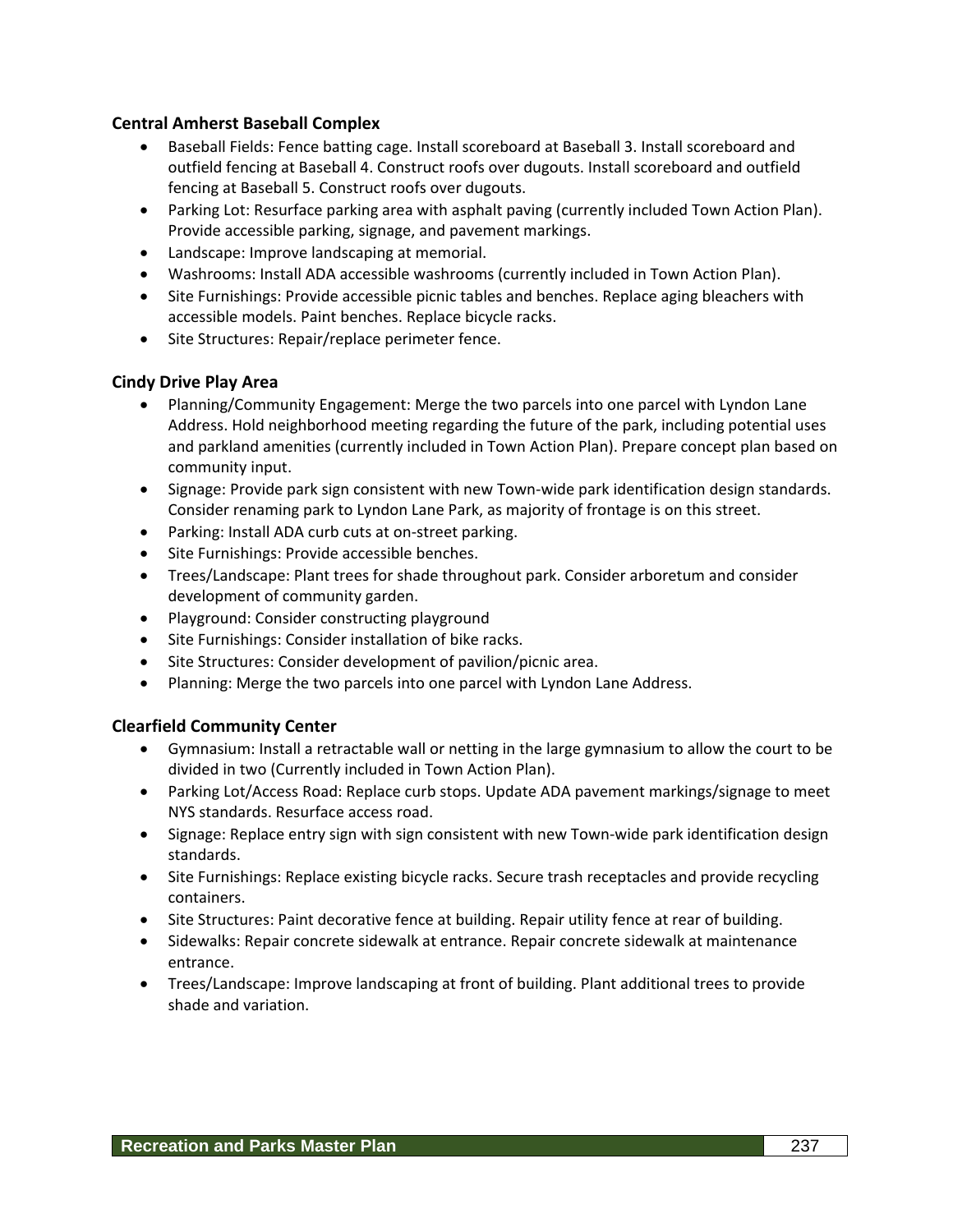### Central Amherst Baseball Complex

- Baseball Fields: Fence batting cage. Install scoreboard at Baseball 3. Install scoreboard and outfield fencing at Baseball 4. Construct roofs over dugouts. Install scoreboard and outfield fencing at Baseball 5. Construct roofs over dugouts.
- Parking Lot: Resurface parking area with asphalt paving (currently included Town Action Plan). Provide accessible parking, signage, and pavement markings.
- Landscape: Improve landscaping at memorial.
- Washrooms: Install ADA accessible washrooms (currently included in Town Action Plan).
- Site Furnishings: Provide accessible picnic tables and benches. Replace aging bleachers with accessible models. Paint benches. Replace bicycle racks.
- Site Structures: Repair/replace perimeter fence.

### Cindy Drive Play Area

- Planning/Community Engagement: Merge the two parcels into one parcel with Lyndon Lane Address. Hold neighborhood meeting regarding the future of the park, including potential uses and parkland amenities (currently included in Town Action Plan). Prepare concept plan based on community input.
- Signage: Provide park sign consistent with new Town-wide park identification design standards. Consider renaming park to Lyndon Lane Park, as majority of frontage is on this street.
- Parking: Install ADA curb cuts at on-street parking.
- Site Furnishings: Provide accessible benches.
- Trees/Landscape: Plant trees for shade throughout park. Consider arboretum and consider development of community garden.
- Playground: Consider constructing playground
- Site Furnishings: Consider installation of bike racks.
- Site Structures: Consider development of pavilion/picnic area.
- Planning: Merge the two parcels into one parcel with Lyndon Lane Address.

### Clearfield Community Center

- Gymnasium: Install a retractable wall or netting in the large gymnasium to allow the court to be divided in two (Currently included in Town Action Plan).
- Parking Lot/Access Road: Replace curb stops. Update ADA pavement markings/signage to meet NYS standards. Resurface access road.
- Signage: Replace entry sign with sign consistent with new Town-wide park identification design standards.
- Site Furnishings: Replace existing bicycle racks. Secure trash receptacles and provide recycling containers.
- Site Structures: Paint decorative fence at building. Repair utility fence at rear of building.
- Sidewalks: Repair concrete sidewalk at entrance. Repair concrete sidewalk at maintenance entrance.
- Trees/Landscape: Improve landscaping at front of building. Plant additional trees to provide shade and variation.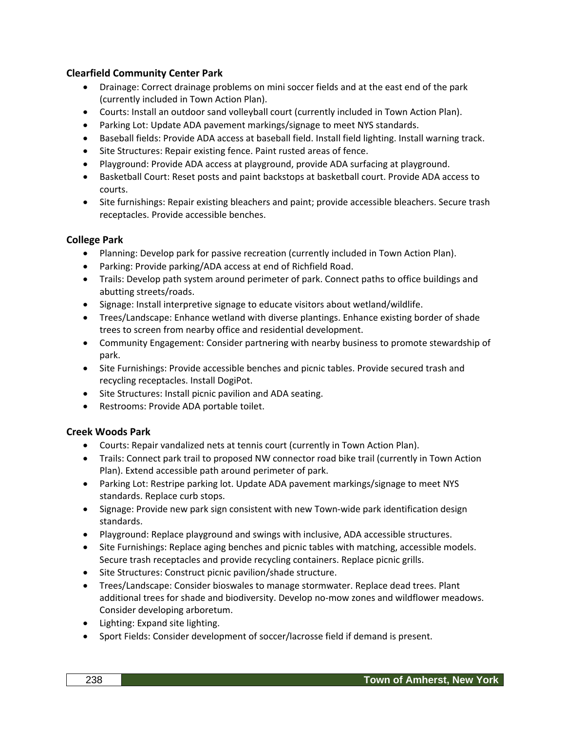### Clearfield Community Center Park

- Drainage: Correct drainage problems on mini soccer fields and at the east end of the park (currently included in Town Action Plan).
- Courts: Install an outdoor sand volleyball court (currently included in Town Action Plan).
- Parking Lot: Update ADA pavement markings/signage to meet NYS standards.
- Baseball fields: Provide ADA access at baseball field. Install field lighting. Install warning track.
- Site Structures: Repair existing fence. Paint rusted areas of fence.
- Playground: Provide ADA access at playground, provide ADA surfacing at playground.
- Basketball Court: Reset posts and paint backstops at basketball court. Provide ADA access to courts.
- Site furnishings: Repair existing bleachers and paint; provide accessible bleachers. Secure trash receptacles. Provide accessible benches.

### College Park

- Planning: Develop park for passive recreation (currently included in Town Action Plan).
- Parking: Provide parking/ADA access at end of Richfield Road.
- Trails: Develop path system around perimeter of park. Connect paths to office buildings and abutting streets/roads.
- Signage: Install interpretive signage to educate visitors about wetland/wildlife.
- Trees/Landscape: Enhance wetland with diverse plantings. Enhance existing border of shade trees to screen from nearby office and residential development.
- Community Engagement: Consider partnering with nearby business to promote stewardship of park.
- Site Furnishings: Provide accessible benches and picnic tables. Provide secured trash and recycling receptacles. Install DogiPot.
- Site Structures: Install picnic pavilion and ADA seating.
- Restrooms: Provide ADA portable toilet.

### Creek Woods Park

- Courts: Repair vandalized nets at tennis court (currently in Town Action Plan).
- Trails: Connect park trail to proposed NW connector road bike trail (currently in Town Action Plan). Extend accessible path around perimeter of park.
- Parking Lot: Restripe parking lot. Update ADA pavement markings/signage to meet NYS standards. Replace curb stops.
- Signage: Provide new park sign consistent with new Town-wide park identification design standards.
- Playground: Replace playground and swings with inclusive, ADA accessible structures.
- Site Furnishings: Replace aging benches and picnic tables with matching, accessible models. Secure trash receptacles and provide recycling containers. Replace picnic grills.
- Site Structures: Construct picnic pavilion/shade structure.
- Trees/Landscape: Consider bioswales to manage stormwater. Replace dead trees. Plant additional trees for shade and biodiversity. Develop no-mow zones and wildflower meadows. Consider developing arboretum.
- Lighting: Expand site lighting.
- Sport Fields: Consider development of soccer/lacrosse field if demand is present.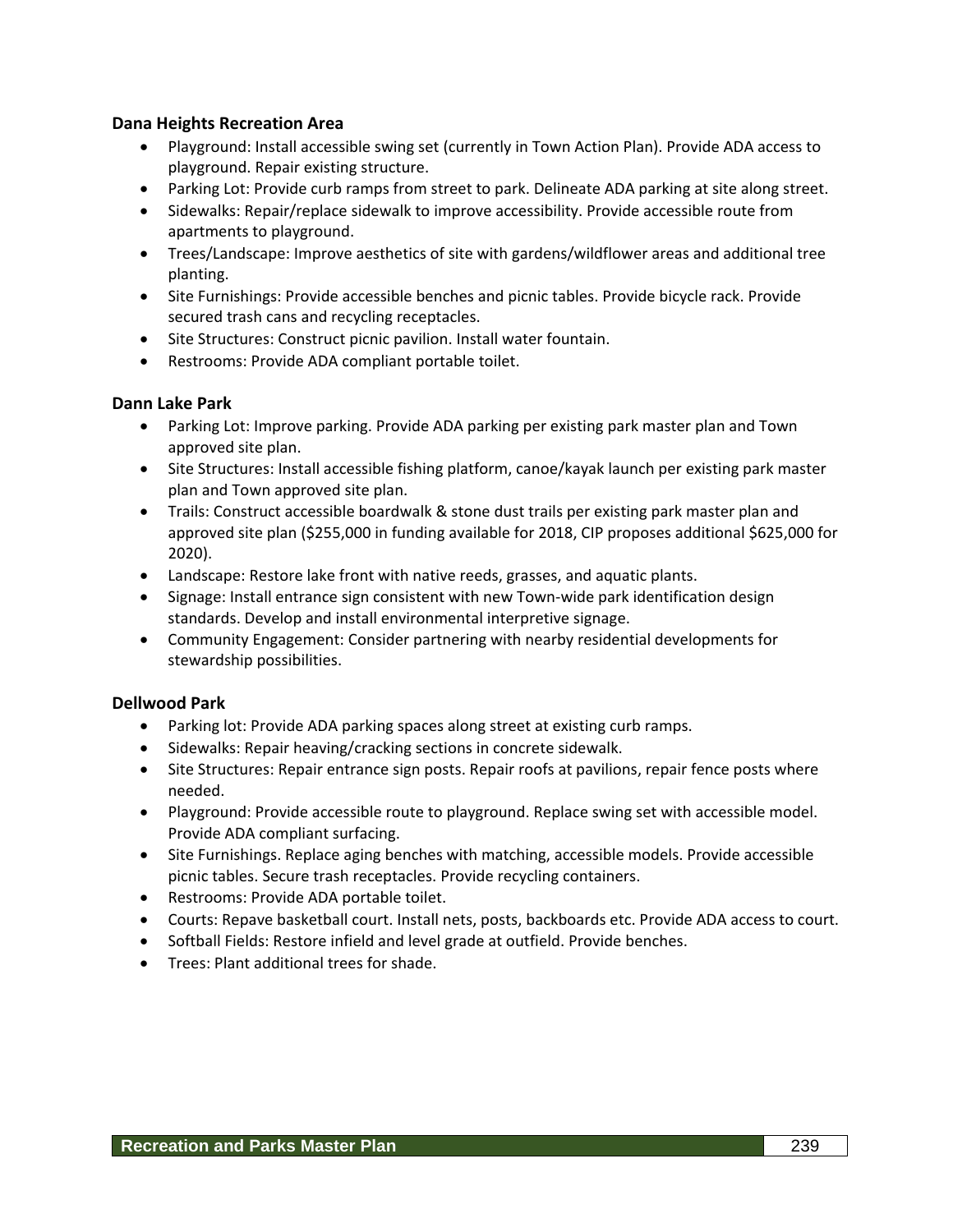### Dana Heights Recreation Area

- Playground: Install accessible swing set (currently in Town Action Plan). Provide ADA access to playground. Repair existing structure.
- Parking Lot: Provide curb ramps from street to park. Delineate ADA parking at site along street.
- Sidewalks: Repair/replace sidewalk to improve accessibility. Provide accessible route from apartments to playground.
- Trees/Landscape: Improve aesthetics of site with gardens/wildflower areas and additional tree planting.
- Site Furnishings: Provide accessible benches and picnic tables. Provide bicycle rack. Provide secured trash cans and recycling receptacles.
- Site Structures: Construct picnic pavilion. Install water fountain.
- Restrooms: Provide ADA compliant portable toilet.

### Dann Lake Park

- Parking Lot: Improve parking. Provide ADA parking per existing park master plan and Town approved site plan.
- Site Structures: Install accessible fishing platform, canoe/kayak launch per existing park master plan and Town approved site plan.
- Trails: Construct accessible boardwalk & stone dust trails per existing park master plan and approved site plan ($255,000 in funding available for 2018, CIP proposes additional $625,000 for 2020).
- Landscape: Restore lake front with native reeds, grasses, and aquatic plants.
- Signage: Install entrance sign consistent with new Town-wide park identification design standards. Develop and install environmental interpretive signage.
- Community Engagement: Consider partnering with nearby residential developments for stewardship possibilities.

### Dellwood Park

- Parking lot: Provide ADA parking spaces along street at existing curb ramps.
- Sidewalks: Repair heaving/cracking sections in concrete sidewalk.
- Site Structures: Repair entrance sign posts. Repair roofs at pavilions, repair fence posts where needed.
- Playground: Provide accessible route to playground. Replace swing set with accessible model. Provide ADA compliant surfacing.
- Site Furnishings. Replace aging benches with matching, accessible models. Provide accessible picnic tables. Secure trash receptacles. Provide recycling containers.
- Restrooms: Provide ADA portable toilet.
- Courts: Repave basketball court. Install nets, posts, backboards etc. Provide ADA access to court.
- Softball Fields: Restore infield and level grade at outfield. Provide benches.
- Trees: Plant additional trees for shade.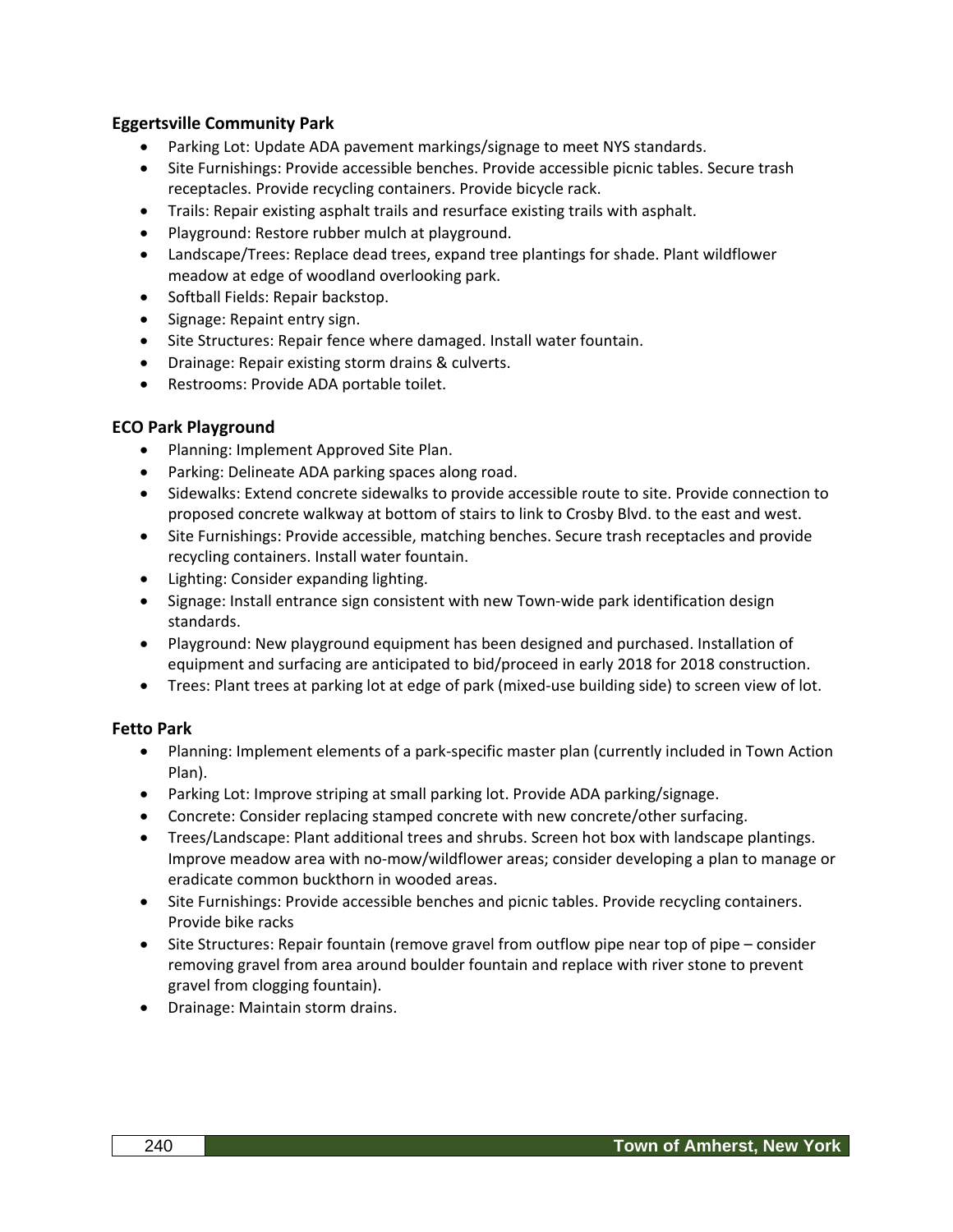### Eggertsville Community Park

- Parking Lot: Update ADA pavement markings/signage to meet NYS standards.
- Site Furnishings: Provide accessible benches. Provide accessible picnic tables. Secure trash receptacles. Provide recycling containers. Provide bicycle rack.
- Trails: Repair existing asphalt trails and resurface existing trails with asphalt.
- Playground: Restore rubber mulch at playground.
- Landscape/Trees: Replace dead trees, expand tree plantings for shade. Plant wildflower meadow at edge of woodland overlooking park.
- Softball Fields: Repair backstop.
- Signage: Repaint entry sign.
- Site Structures: Repair fence where damaged. Install water fountain.
- Drainage: Repair existing storm drains & culverts.
- Restrooms: Provide ADA portable toilet.

### ECO Park Playground

- Planning: Implement Approved Site Plan.
- Parking: Delineate ADA parking spaces along road.
- Sidewalks: Extend concrete sidewalks to provide accessible route to site. Provide connection to proposed concrete walkway at bottom of stairs to link to Crosby Blvd. to the east and west.
- Site Furnishings: Provide accessible, matching benches. Secure trash receptacles and provide recycling containers. Install water fountain.
- Lighting: Consider expanding lighting.
- Signage: Install entrance sign consistent with new Town-wide park identification design standards.
- Playground: New playground equipment has been designed and purchased. Installation of equipment and surfacing are anticipated to bid/proceed in early 2018 for 2018 construction.
- Trees: Plant trees at parking lot at edge of park (mixed-use building side) to screen view of lot.

### Fetto Park

- Planning: Implement elements of a park-specific master plan (currently included in Town Action Plan).
- Parking Lot: Improve striping at small parking lot. Provide ADA parking/signage.
- Concrete: Consider replacing stamped concrete with new concrete/other surfacing.
- Trees/Landscape: Plant additional trees and shrubs. Screen hot box with landscape plantings. Improve meadow area with no-mow/wildflower areas; consider developing a plan to manage or eradicate common buckthorn in wooded areas.
- Site Furnishings: Provide accessible benches and picnic tables. Provide recycling containers. Provide bike racks
- Site Structures: Repair fountain (remove gravel from outflow pipe near top of pipe – consider removing gravel from area around boulder fountain and replace with river stone to prevent gravel from clogging fountain).
- Drainage: Maintain storm drains.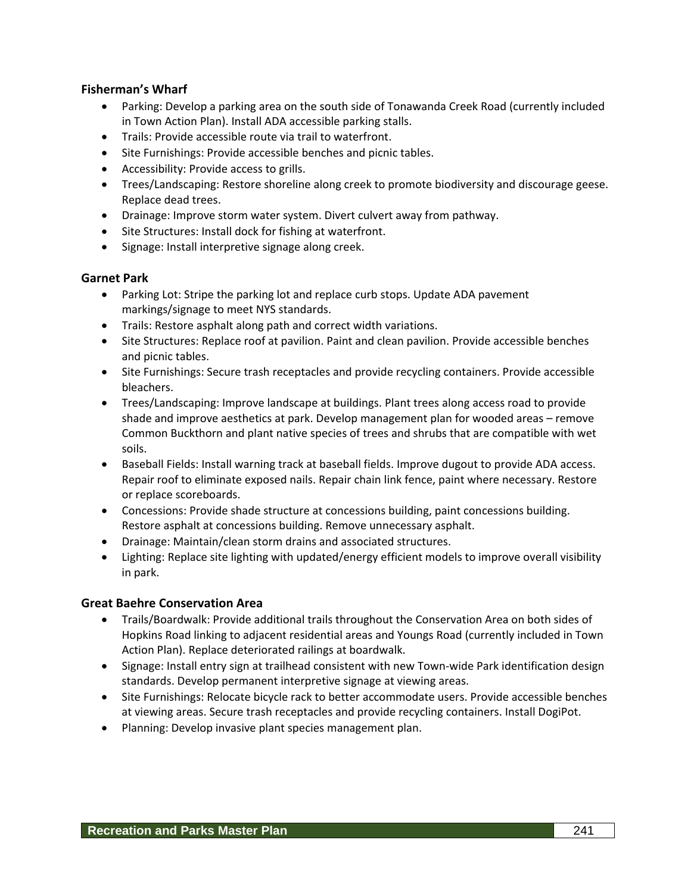### Fisherman's Wharf

- Parking: Develop a parking area on the south side of Tonawanda Creek Road (currently included in Town Action Plan). Install ADA accessible parking stalls.
- Trails: Provide accessible route via trail to waterfront.
- Site Furnishings: Provide accessible benches and picnic tables.
- Accessibility: Provide access to grills.
- Trees/Landscaping: Restore shoreline along creek to promote biodiversity and discourage geese. Replace dead trees.
- Drainage: Improve storm water system. Divert culvert away from pathway.
- Site Structures: Install dock for fishing at waterfront.
- Signage: Install interpretive signage along creek.

### Garnet Park

- Parking Lot: Stripe the parking lot and replace curb stops. Update ADA pavement markings/signage to meet NYS standards.
- Trails: Restore asphalt along path and correct width variations.
- Site Structures: Replace roof at pavilion. Paint and clean pavilion. Provide accessible benches and picnic tables.
- Site Furnishings: Secure trash receptacles and provide recycling containers. Provide accessible bleachers.
- Trees/Landscaping: Improve landscape at buildings. Plant trees along access road to provide shade and improve aesthetics at park. Develop management plan for wooded areas – remove Common Buckthorn and plant native species of trees and shrubs that are compatible with wet soils.
- Baseball Fields: Install warning track at baseball fields. Improve dugout to provide ADA access. Repair roof to eliminate exposed nails. Repair chain link fence, paint where necessary. Restore or replace scoreboards.
- Concessions: Provide shade structure at concessions building, paint concessions building. Restore asphalt at concessions building. Remove unnecessary asphalt.
- Drainage: Maintain/clean storm drains and associated structures.
- Lighting: Replace site lighting with updated/energy efficient models to improve overall visibility in park.

### Great Baehre Conservation Area

- Trails/Boardwalk: Provide additional trails throughout the Conservation Area on both sides of Hopkins Road linking to adjacent residential areas and Youngs Road (currently included in Town Action Plan). Replace deteriorated railings at boardwalk.
- Signage: Install entry sign at trailhead consistent with new Town-wide Park identification design standards. Develop permanent interpretive signage at viewing areas.
- Site Furnishings: Relocate bicycle rack to better accommodate users. Provide accessible benches at viewing areas. Secure trash receptacles and provide recycling containers. Install DogiPot.
- Planning: Develop invasive plant species management plan.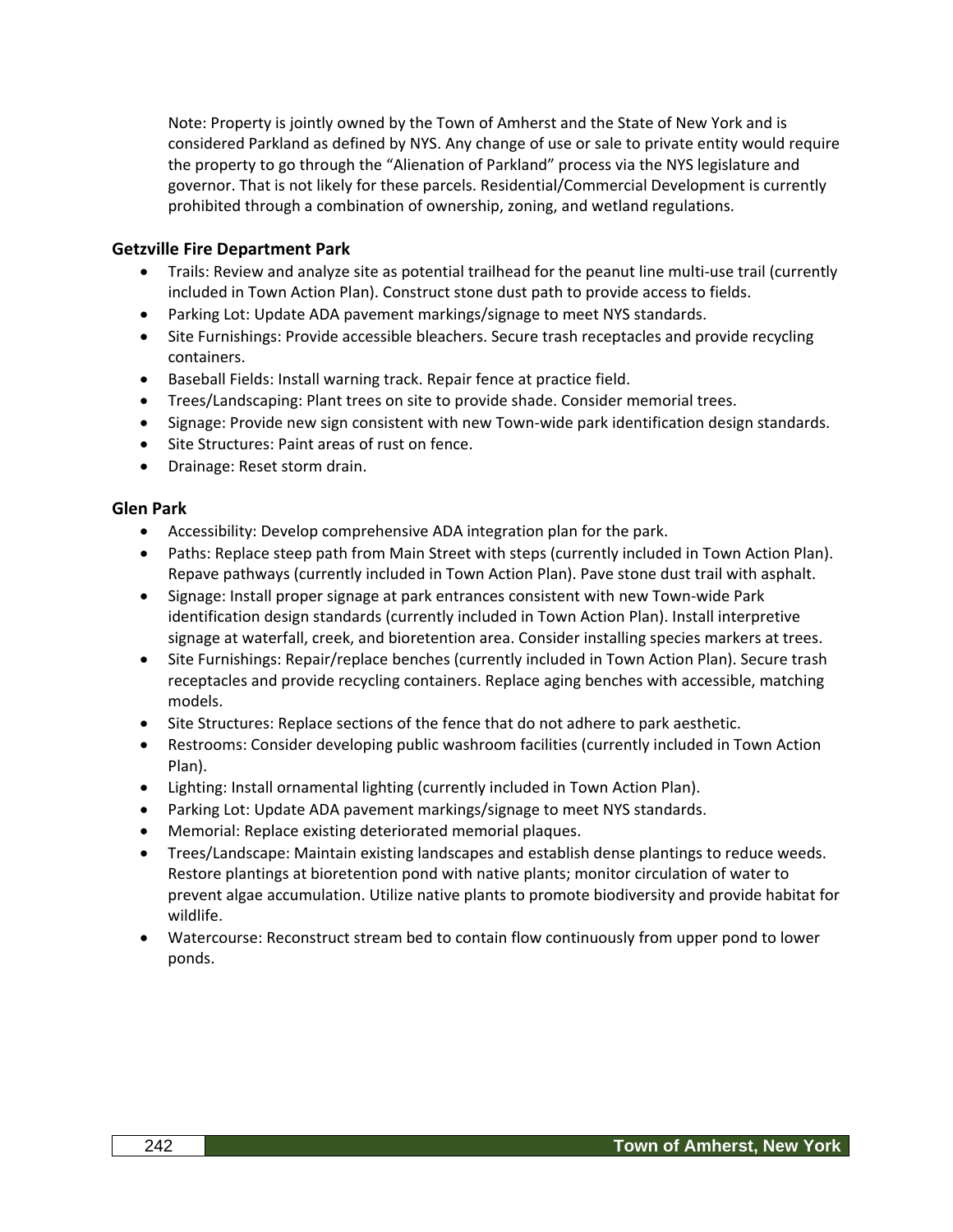Note: Property is jointly owned by the Town of Amherst and the State of New York and is considered Parkland as defined by NYS. Any change of use or sale to private entity would require the property to go through the "Alienation of Parkland" process via the NYS legislature and governor. That is not likely for these parcels. Residential/Commercial Development is currently prohibited through a combination of ownership, zoning, and wetland regulations.

### Getzville Fire Department Park

- Trails: Review and analyze site as potential trailhead for the peanut line multi-use trail (currently included in Town Action Plan). Construct stone dust path to provide access to fields.
- Parking Lot: Update ADA pavement markings/signage to meet NYS standards.
- Site Furnishings: Provide accessible bleachers. Secure trash receptacles and provide recycling containers.
- Baseball Fields: Install warning track. Repair fence at practice field.
- Trees/Landscaping: Plant trees on site to provide shade. Consider memorial trees.
- Signage: Provide new sign consistent with new Town-wide park identification design standards.
- Site Structures: Paint areas of rust on fence.
- Drainage: Reset storm drain.

### Glen Park

- Accessibility: Develop comprehensive ADA integration plan for the park.
- Paths: Replace steep path from Main Street with steps (currently included in Town Action Plan). Repave pathways (currently included in Town Action Plan). Pave stone dust trail with asphalt.
- Signage: Install proper signage at park entrances consistent with new Town-wide Park identification design standards (currently included in Town Action Plan). Install interpretive signage at waterfall, creek, and bioretention area. Consider installing species markers at trees.
- Site Furnishings: Repair/replace benches (currently included in Town Action Plan). Secure trash receptacles and provide recycling containers. Replace aging benches with accessible, matching models.
- Site Structures: Replace sections of the fence that do not adhere to park aesthetic.
- Restrooms: Consider developing public washroom facilities (currently included in Town Action Plan).
- Lighting: Install ornamental lighting (currently included in Town Action Plan).
- Parking Lot: Update ADA pavement markings/signage to meet NYS standards.
- Memorial: Replace existing deteriorated memorial plaques.
- Trees/Landscape: Maintain existing landscapes and establish dense plantings to reduce weeds. Restore plantings at bioretention pond with native plants; monitor circulation of water to prevent algae accumulation. Utilize native plants to promote biodiversity and provide habitat for wildlife.
- Watercourse: Reconstruct stream bed to contain flow continuously from upper pond to lower ponds.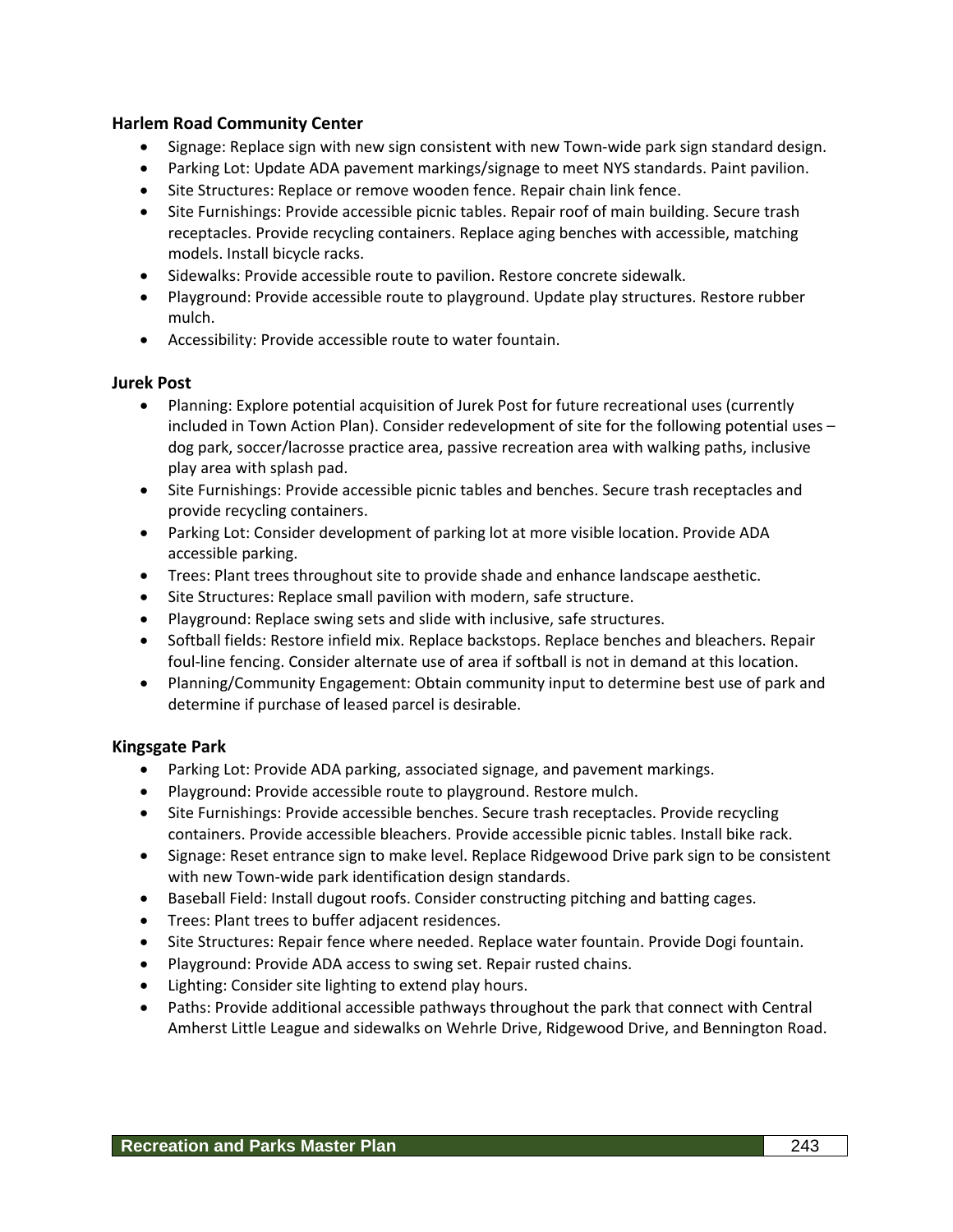### Harlem Road Community Center

- Signage: Replace sign with new sign consistent with new Town-wide park sign standard design.
- Parking Lot: Update ADA pavement markings/signage to meet NYS standards. Paint pavilion.
- Site Structures: Replace or remove wooden fence. Repair chain link fence.
- Site Furnishings: Provide accessible picnic tables. Repair roof of main building. Secure trash receptacles. Provide recycling containers. Replace aging benches with accessible, matching models. Install bicycle racks.
- Sidewalks: Provide accessible route to pavilion. Restore concrete sidewalk.
- Playground: Provide accessible route to playground. Update play structures. Restore rubber mulch.
- Accessibility: Provide accessible route to water fountain.

### Jurek Post

- Planning: Explore potential acquisition of Jurek Post for future recreational uses (currently included in Town Action Plan). Consider redevelopment of site for the following potential uses – dog park, soccer/lacrosse practice area, passive recreation area with walking paths, inclusive play area with splash pad.
- Site Furnishings: Provide accessible picnic tables and benches. Secure trash receptacles and provide recycling containers.
- Parking Lot: Consider development of parking lot at more visible location. Provide ADA accessible parking.
- Trees: Plant trees throughout site to provide shade and enhance landscape aesthetic.
- Site Structures: Replace small pavilion with modern, safe structure.
- Playground: Replace swing sets and slide with inclusive, safe structures.
- Softball fields: Restore infield mix. Replace backstops. Replace benches and bleachers. Repair foul-line fencing. Consider alternate use of area if softball is not in demand at this location.
- Planning/Community Engagement: Obtain community input to determine best use of park and determine if purchase of leased parcel is desirable.

### Kingsgate Park

- Parking Lot: Provide ADA parking, associated signage, and pavement markings.
- Playground: Provide accessible route to playground. Restore mulch.
- Site Furnishings: Provide accessible benches. Secure trash receptacles. Provide recycling containers. Provide accessible bleachers. Provide accessible picnic tables. Install bike rack.
- Signage: Reset entrance sign to make level. Replace Ridgewood Drive park sign to be consistent with new Town-wide park identification design standards.
- Baseball Field: Install dugout roofs. Consider constructing pitching and batting cages.
- Trees: Plant trees to buffer adjacent residences.
- Site Structures: Repair fence where needed. Replace water fountain. Provide Dogi fountain.
- Playground: Provide ADA access to swing set. Repair rusted chains.
- Lighting: Consider site lighting to extend play hours.
- Paths: Provide additional accessible pathways throughout the park that connect with Central Amherst Little League and sidewalks on Wehrle Drive, Ridgewood Drive, and Bennington Road.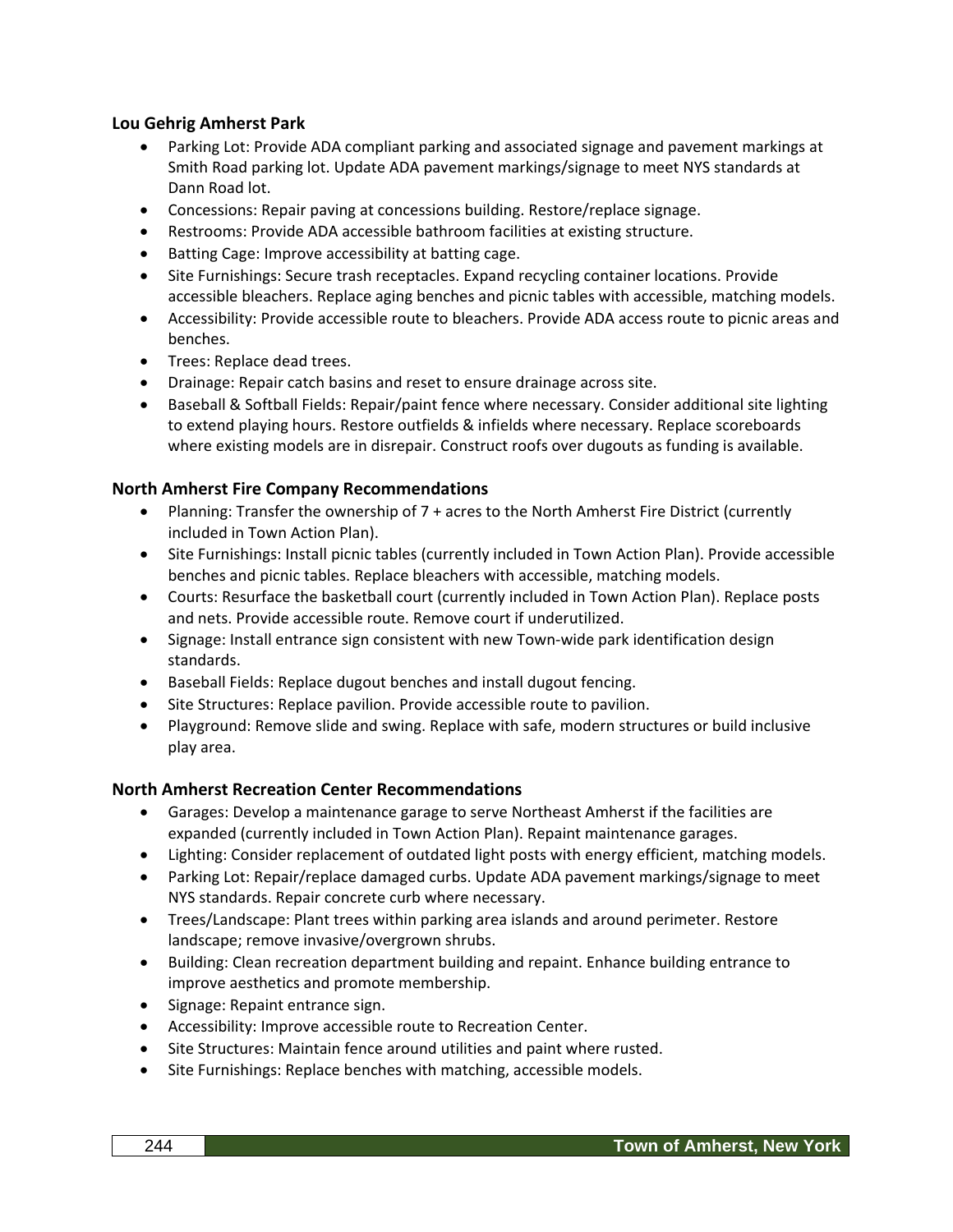### Lou Gehrig Amherst Park

- Parking Lot: Provide ADA compliant parking and associated signage and pavement markings at Smith Road parking lot. Update ADA pavement markings/signage to meet NYS standards at Dann Road lot.
- Concessions: Repair paving at concessions building. Restore/replace signage.
- Restrooms: Provide ADA accessible bathroom facilities at existing structure.
- Batting Cage: Improve accessibility at batting cage.
- Site Furnishings: Secure trash receptacles. Expand recycling container locations. Provide accessible bleachers. Replace aging benches and picnic tables with accessible, matching models.
- Accessibility: Provide accessible route to bleachers. Provide ADA access route to picnic areas and benches.
- Trees: Replace dead trees.
- Drainage: Repair catch basins and reset to ensure drainage across site.
- Baseball & Softball Fields: Repair/paint fence where necessary. Consider additional site lighting to extend playing hours. Restore outfields & infields where necessary. Replace scoreboards where existing models are in disrepair. Construct roofs over dugouts as funding is available.

### North Amherst Fire Company Recommendations

- Planning: Transfer the ownership of 7 + acres to the North Amherst Fire District (currently included in Town Action Plan).
- Site Furnishings: Install picnic tables (currently included in Town Action Plan). Provide accessible benches and picnic tables. Replace bleachers with accessible, matching models.
- Courts: Resurface the basketball court (currently included in Town Action Plan). Replace posts and nets. Provide accessible route. Remove court if underutilized.
- Signage: Install entrance sign consistent with new Town-wide park identification design standards.
- Baseball Fields: Replace dugout benches and install dugout fencing.
- Site Structures: Replace pavilion. Provide accessible route to pavilion.
- Playground: Remove slide and swing. Replace with safe, modern structures or build inclusive play area.

### North Amherst Recreation Center Recommendations

- Garages: Develop a maintenance garage to serve Northeast Amherst if the facilities are expanded (currently included in Town Action Plan). Repaint maintenance garages.
- Lighting: Consider replacement of outdated light posts with energy efficient, matching models.
- Parking Lot: Repair/replace damaged curbs. Update ADA pavement markings/signage to meet NYS standards. Repair concrete curb where necessary.
- Trees/Landscape: Plant trees within parking area islands and around perimeter. Restore landscape; remove invasive/overgrown shrubs.
- Building: Clean recreation department building and repaint. Enhance building entrance to improve aesthetics and promote membership.
- Signage: Repaint entrance sign.
- Accessibility: Improve accessible route to Recreation Center.
- Site Structures: Maintain fence around utilities and paint where rusted.
- Site Furnishings: Replace benches with matching, accessible models.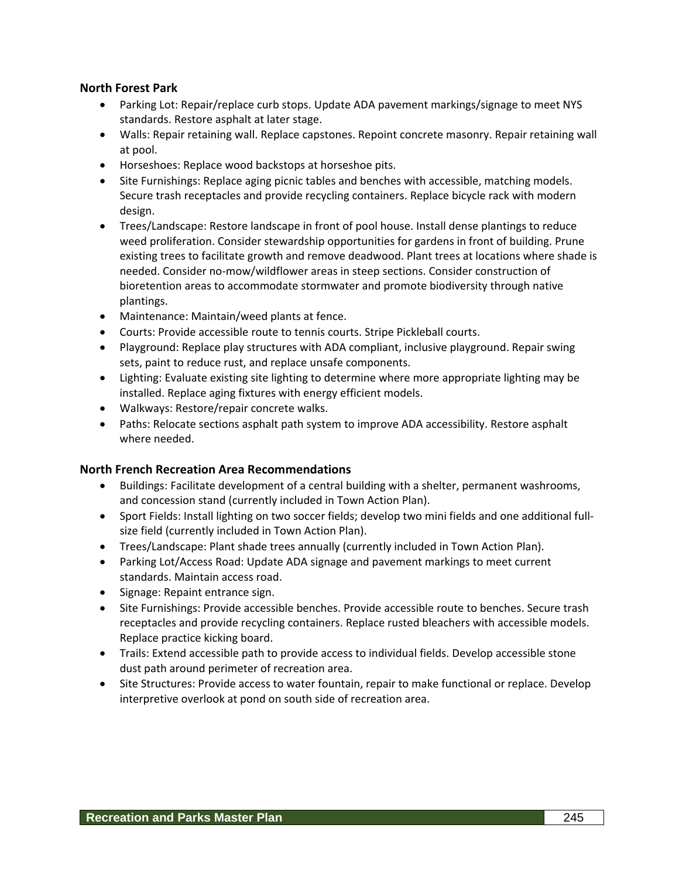### North Forest Park

- Parking Lot: Repair/replace curb stops. Update ADA pavement markings/signage to meet NYS standards. Restore asphalt at later stage.
- Walls: Repair retaining wall. Replace capstones. Repoint concrete masonry. Repair retaining wall at pool.
- Horseshoes: Replace wood backstops at horseshoe pits.
- Site Furnishings: Replace aging picnic tables and benches with accessible, matching models. Secure trash receptacles and provide recycling containers. Replace bicycle rack with modern design.
- Trees/Landscape: Restore landscape in front of pool house. Install dense plantings to reduce weed proliferation. Consider stewardship opportunities for gardens in front of building. Prune existing trees to facilitate growth and remove deadwood. Plant trees at locations where shade is needed. Consider no-mow/wildflower areas in steep sections. Consider construction of bioretention areas to accommodate stormwater and promote biodiversity through native plantings.
- Maintenance: Maintain/weed plants at fence.
- Courts: Provide accessible route to tennis courts. Stripe Pickleball courts.
- Playground: Replace play structures with ADA compliant, inclusive playground. Repair swing sets, paint to reduce rust, and replace unsafe components.
- Lighting: Evaluate existing site lighting to determine where more appropriate lighting may be installed. Replace aging fixtures with energy efficient models.
- Walkways: Restore/repair concrete walks.
- Paths: Relocate sections asphalt path system to improve ADA accessibility. Restore asphalt where needed.

### North French Recreation Area Recommendations

- Buildings: Facilitate development of a central building with a shelter, permanent washrooms, and concession stand (currently included in Town Action Plan).
- Sport Fields: Install lighting on two soccer fields; develop two mini fields and one additional full-size field (currently included in Town Action Plan).
- Trees/Landscape: Plant shade trees annually (currently included in Town Action Plan).
- Parking Lot/Access Road: Update ADA signage and pavement markings to meet current standards. Maintain access road.
- Signage: Repaint entrance sign.
- Site Furnishings: Provide accessible benches. Provide accessible route to benches. Secure trash receptacles and provide recycling containers. Replace rusted bleachers with accessible models. Replace practice kicking board.
- Trails: Extend accessible path to provide access to individual fields. Develop accessible stone dust path around perimeter of recreation area.
- Site Structures: Provide access to water fountain, repair to make functional or replace. Develop interpretive overlook at pond on south side of recreation area.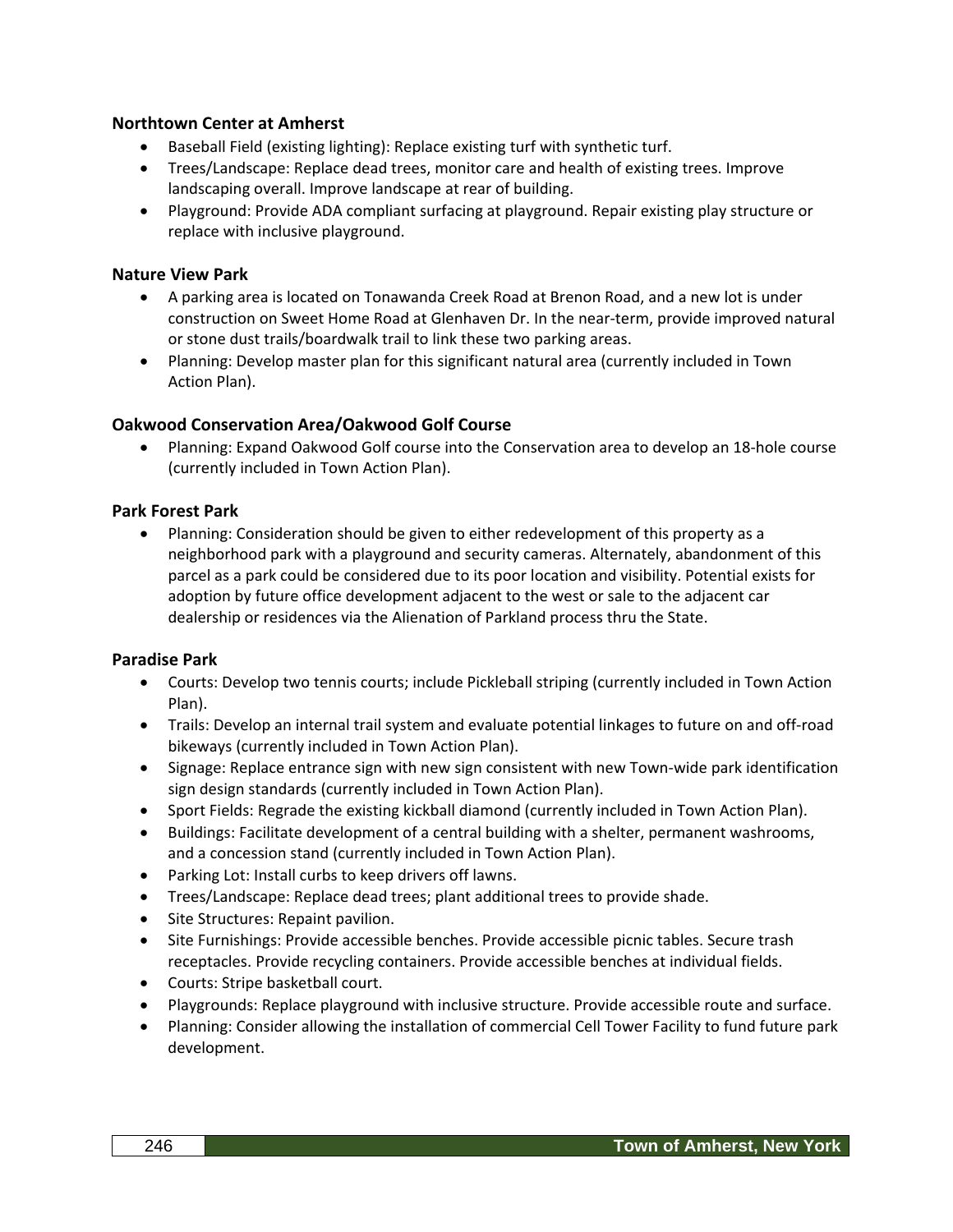### Northtown Center at Amherst

- Baseball Field (existing lighting): Replace existing turf with synthetic turf.
- Trees/Landscape: Replace dead trees, monitor care and health of existing trees. Improve landscaping overall. Improve landscape at rear of building.
- Playground: Provide ADA compliant surfacing at playground. Repair existing play structure or replace with inclusive playground.

### Nature View Park

- A parking area is located on Tonawanda Creek Road at Brenon Road, and a new lot is under construction on Sweet Home Road at Glenhaven Dr. In the near-term, provide improved natural or stone dust trails/boardwalk trail to link these two parking areas.
- Planning: Develop master plan for this significant natural area (currently included in Town Action Plan).

### Oakwood Conservation Area/Oakwood Golf Course

- Planning: Expand Oakwood Golf course into the Conservation area to develop an 18-hole course (currently included in Town Action Plan).

### Park Forest Park

- Planning: Consideration should be given to either redevelopment of this property as a neighborhood park with a playground and security cameras. Alternately, abandonment of this parcel as a park could be considered due to its poor location and visibility. Potential exists for adoption by future office development adjacent to the west or sale to the adjacent car dealership or residences via the Alienation of Parkland process thru the State.

### Paradise Park

- Courts: Develop two tennis courts; include Pickleball striping (currently included in Town Action Plan).
- Trails: Develop an internal trail system and evaluate potential linkages to future on and off-road bikeways (currently included in Town Action Plan).
- Signage: Replace entrance sign with new sign consistent with new Town-wide park identification sign design standards (currently included in Town Action Plan).
- Sport Fields: Regrade the existing kickball diamond (currently included in Town Action Plan).
- Buildings: Facilitate development of a central building with a shelter, permanent washrooms, and a concession stand (currently included in Town Action Plan).
- Parking Lot: Install curbs to keep drivers off lawns.
- Trees/Landscape: Replace dead trees; plant additional trees to provide shade.
- Site Structures: Repaint pavilion.
- Site Furnishings: Provide accessible benches. Provide accessible picnic tables. Secure trash receptacles. Provide recycling containers. Provide accessible benches at individual fields.
- Courts: Stripe basketball court.
- Playgrounds: Replace playground with inclusive structure. Provide accessible route and surface.
- Planning: Consider allowing the installation of commercial Cell Tower Facility to fund future park development.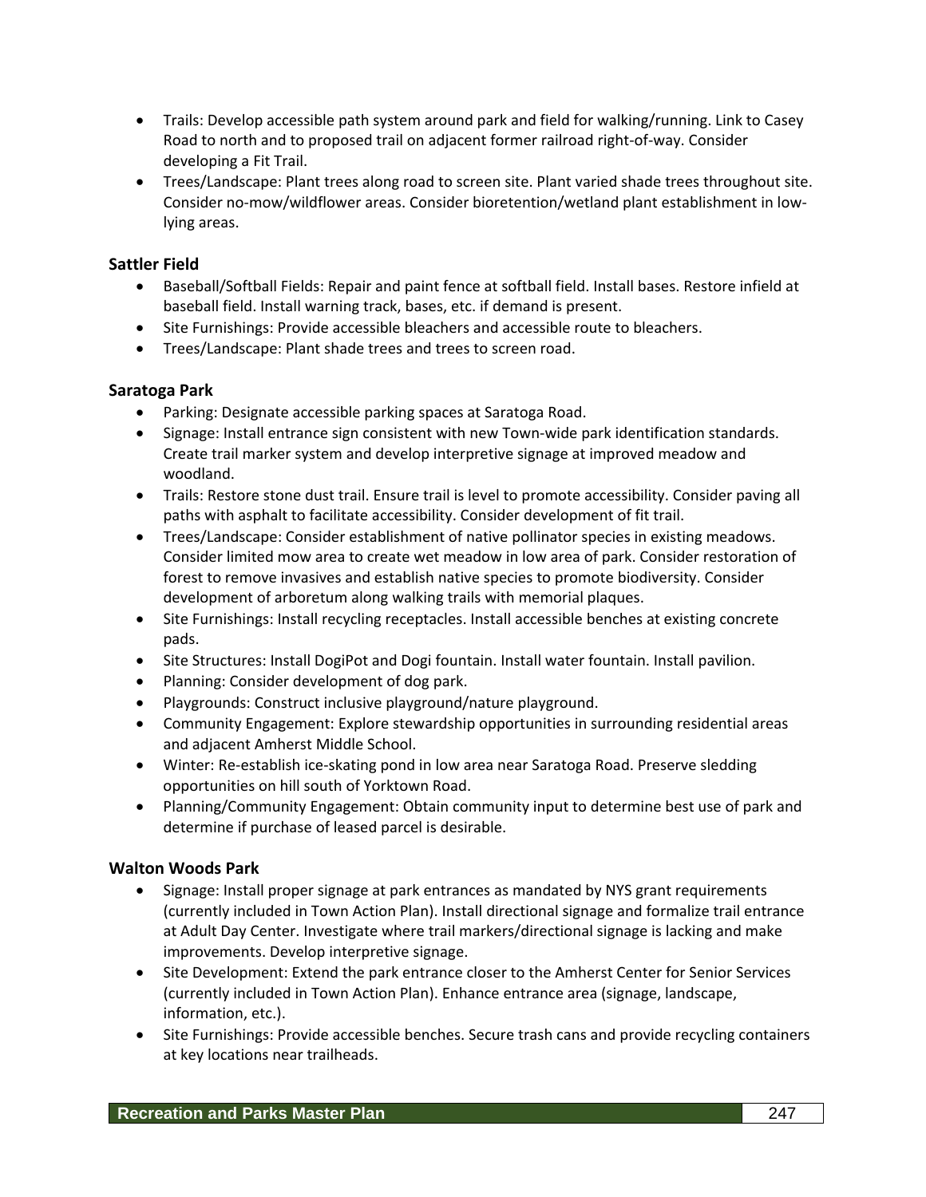- Trails: Develop accessible path system around park and field for walking/running. Link to Casey Road to north and to proposed trail on adjacent former railroad right-of-way. Consider developing a Fit Trail.
- Trees/Landscape: Plant trees along road to screen site. Plant varied shade trees throughout site. Consider no-mow/wildflower areas. Consider bioretention/wetland plant establishment in low-lying areas.

### Sattler Field

- Baseball/Softball Fields: Repair and paint fence at softball field. Install bases. Restore infield at baseball field. Install warning track, bases, etc. if demand is present.
- Site Furnishings: Provide accessible bleachers and accessible route to bleachers.
- Trees/Landscape: Plant shade trees and trees to screen road.

### Saratoga Park

- Parking: Designate accessible parking spaces at Saratoga Road.
- Signage: Install entrance sign consistent with new Town-wide park identification standards. Create trail marker system and develop interpretive signage at improved meadow and woodland.
- Trails: Restore stone dust trail. Ensure trail is level to promote accessibility. Consider paving all paths with asphalt to facilitate accessibility. Consider development of fit trail.
- Trees/Landscape: Consider establishment of native pollinator species in existing meadows. Consider limited mow area to create wet meadow in low area of park. Consider restoration of forest to remove invasives and establish native species to promote biodiversity. Consider development of arboretum along walking trails with memorial plaques.
- Site Furnishings: Install recycling receptacles. Install accessible benches at existing concrete pads.
- Site Structures: Install DogiPot and Dogi fountain. Install water fountain. Install pavilion.
- Planning: Consider development of dog park.
- Playgrounds: Construct inclusive playground/nature playground.
- Community Engagement: Explore stewardship opportunities in surrounding residential areas and adjacent Amherst Middle School.
- Winter: Re-establish ice-skating pond in low area near Saratoga Road. Preserve sledding opportunities on hill south of Yorktown Road.
- Planning/Community Engagement: Obtain community input to determine best use of park and determine if purchase of leased parcel is desirable.

### Walton Woods Park

- Signage: Install proper signage at park entrances as mandated by NYS grant requirements (currently included in Town Action Plan). Install directional signage and formalize trail entrance at Adult Day Center. Investigate where trail markers/directional signage is lacking and make improvements. Develop interpretive signage.
- Site Development: Extend the park entrance closer to the Amherst Center for Senior Services (currently included in Town Action Plan). Enhance entrance area (signage, landscape, information, etc.).
- Site Furnishings: Provide accessible benches. Secure trash cans and provide recycling containers at key locations near trailheads.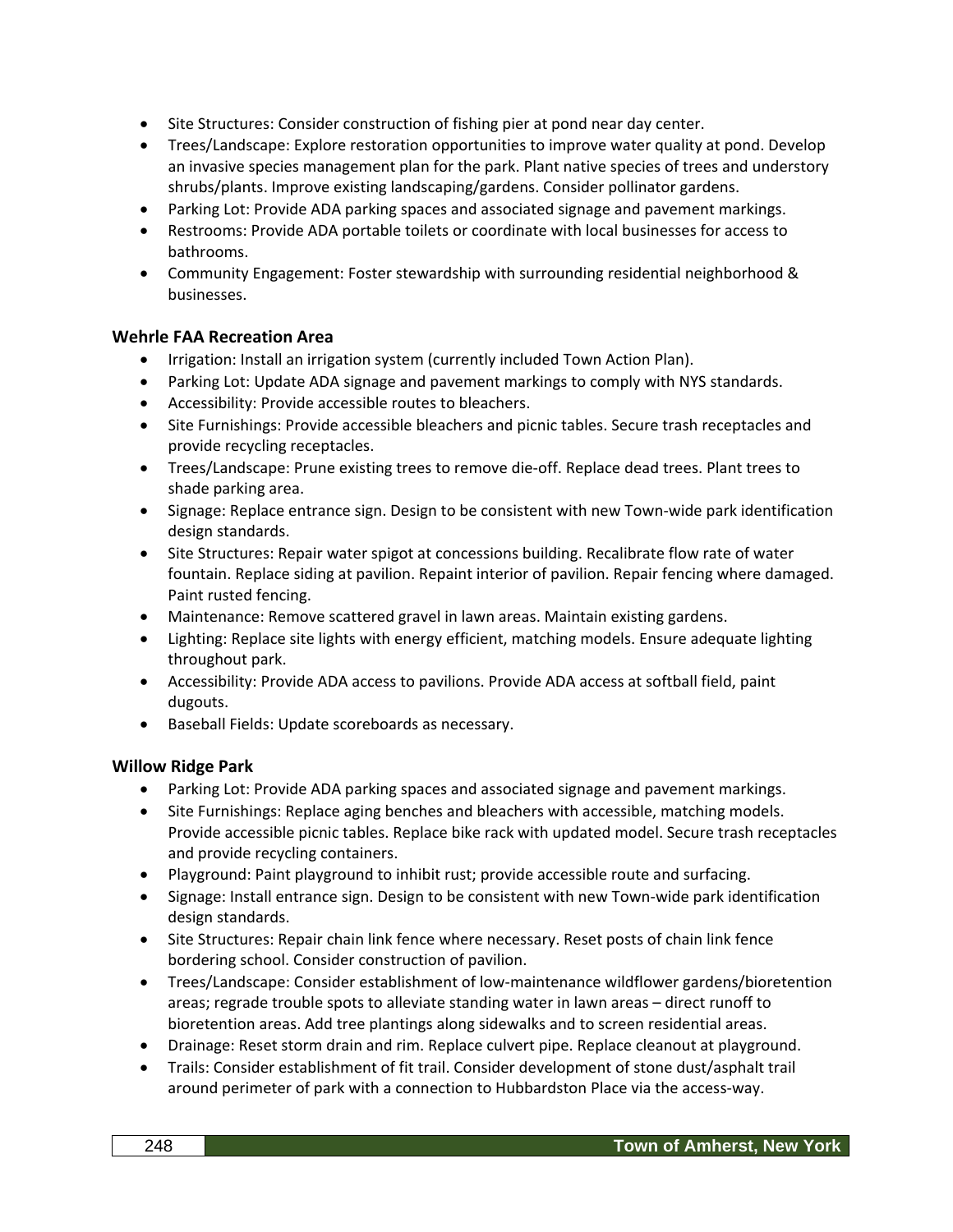- Site Structures: Consider construction of fishing pier at pond near day center.
- Trees/Landscape: Explore restoration opportunities to improve water quality at pond. Develop an invasive species management plan for the park. Plant native species of trees and understory shrubs/plants. Improve existing landscaping/gardens. Consider pollinator gardens.
- Parking Lot: Provide ADA parking spaces and associated signage and pavement markings.
- Restrooms: Provide ADA portable toilets or coordinate with local businesses for access to bathrooms.
- Community Engagement: Foster stewardship with surrounding residential neighborhood & businesses.

### Wehrle FAA Recreation Area

- Irrigation: Install an irrigation system (currently included Town Action Plan).
- Parking Lot: Update ADA signage and pavement markings to comply with NYS standards.
- Accessibility: Provide accessible routes to bleachers.
- Site Furnishings: Provide accessible bleachers and picnic tables. Secure trash receptacles and provide recycling receptacles.
- Trees/Landscape: Prune existing trees to remove die-off. Replace dead trees. Plant trees to shade parking area.
- Signage: Replace entrance sign. Design to be consistent with new Town-wide park identification design standards.
- Site Structures: Repair water spigot at concessions building. Recalibrate flow rate of water fountain. Replace siding at pavilion. Repaint interior of pavilion. Repair fencing where damaged. Paint rusted fencing.
- Maintenance: Remove scattered gravel in lawn areas. Maintain existing gardens.
- Lighting: Replace site lights with energy efficient, matching models. Ensure adequate lighting throughout park.
- Accessibility: Provide ADA access to pavilions. Provide ADA access at softball field, paint dugouts.
- Baseball Fields: Update scoreboards as necessary.

### Willow Ridge Park

- Parking Lot: Provide ADA parking spaces and associated signage and pavement markings.
- Site Furnishings: Replace aging benches and bleachers with accessible, matching models. Provide accessible picnic tables. Replace bike rack with updated model. Secure trash receptacles and provide recycling containers.
- Playground: Paint playground to inhibit rust; provide accessible route and surfacing.
- Signage: Install entrance sign. Design to be consistent with new Town-wide park identification design standards.
- Site Structures: Repair chain link fence where necessary. Reset posts of chain link fence bordering school. Consider construction of pavilion.
- Trees/Landscape: Consider establishment of low-maintenance wildflower gardens/bioretention areas; regrade trouble spots to alleviate standing water in lawn areas – direct runoff to bioretention areas. Add tree plantings along sidewalks and to screen residential areas.
- Drainage: Reset storm drain and rim. Replace culvert pipe. Replace cleanout at playground.
- Trails: Consider establishment of fit trail. Consider development of stone dust/asphalt trail around perimeter of park with a connection to Hubbardston Place via the access-way.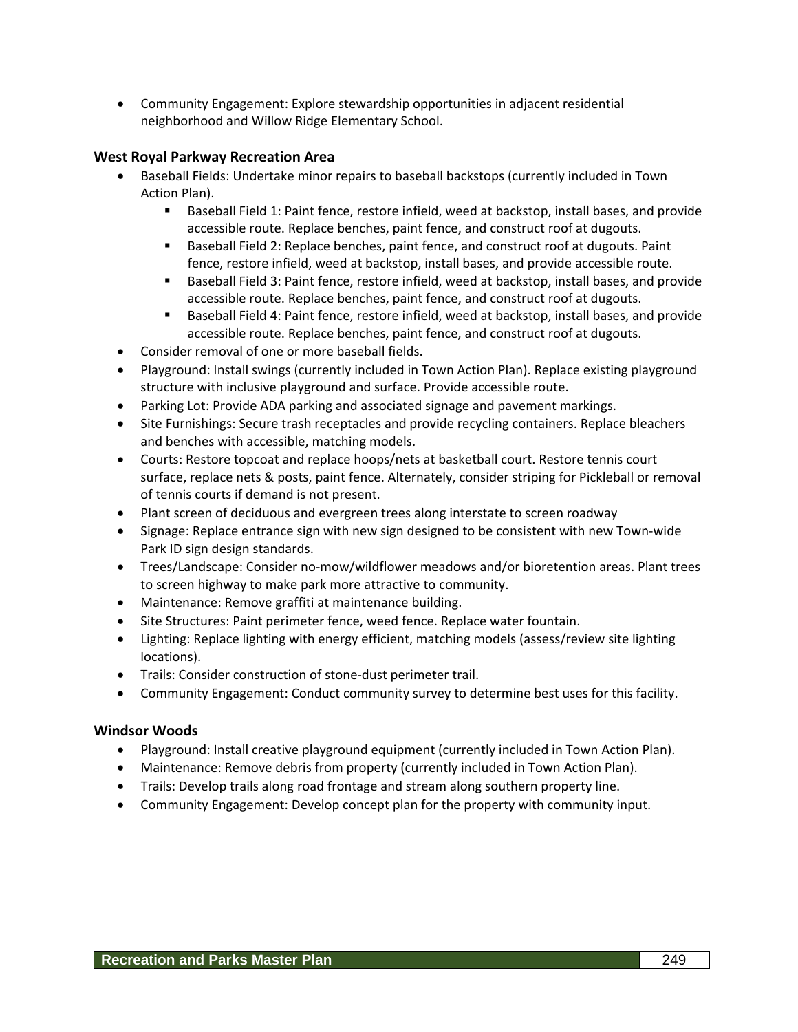- Community Engagement: Explore stewardship opportunities in adjacent residential neighborhood and Willow Ridge Elementary School.

### West Royal Parkway Recreation Area

- Baseball Fields: Undertake minor repairs to baseball backstops (currently included in Town Action Plan).
  - Baseball Field 1: Paint fence, restore infield, weed at backstop, install bases, and provide accessible route. Replace benches, paint fence, and construct roof at dugouts.
  - Baseball Field 2: Replace benches, paint fence, and construct roof at dugouts. Paint fence, restore infield, weed at backstop, install bases, and provide accessible route.
  - Baseball Field 3: Paint fence, restore infield, weed at backstop, install bases, and provide accessible route. Replace benches, paint fence, and construct roof at dugouts.
  - Baseball Field 4: Paint fence, restore infield, weed at backstop, install bases, and provide accessible route. Replace benches, paint fence, and construct roof at dugouts.
- Consider removal of one or more baseball fields.
- Playground: Install swings (currently included in Town Action Plan). Replace existing playground structure with inclusive playground and surface. Provide accessible route.
- Parking Lot: Provide ADA parking and associated signage and pavement markings.
- Site Furnishings: Secure trash receptacles and provide recycling containers. Replace bleachers and benches with accessible, matching models.
- Courts: Restore topcoat and replace hoops/nets at basketball court. Restore tennis court surface, replace nets & posts, paint fence. Alternately, consider striping for Pickleball or removal of tennis courts if demand is not present.
- Plant screen of deciduous and evergreen trees along interstate to screen roadway
- Signage: Replace entrance sign with new sign designed to be consistent with new Town-wide Park ID sign design standards.
- Trees/Landscape: Consider no-mow/wildflower meadows and/or bioretention areas. Plant trees to screen highway to make park more attractive to community.
- Maintenance: Remove graffiti at maintenance building.
- Site Structures: Paint perimeter fence, weed fence. Replace water fountain.
- Lighting: Replace lighting with energy efficient, matching models (assess/review site lighting locations).
- Trails: Consider construction of stone-dust perimeter trail.
- Community Engagement: Conduct community survey to determine best uses for this facility.

### Windsor Woods

- Playground: Install creative playground equipment (currently included in Town Action Plan).
- Maintenance: Remove debris from property (currently included in Town Action Plan).
- Trails: Develop trails along road frontage and stream along southern property line.
- Community Engagement: Develop concept plan for the property with community input.